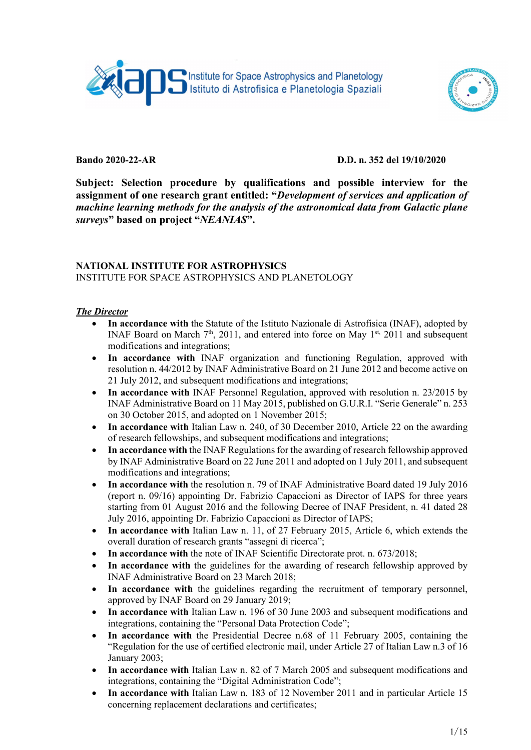Institute for Space Astrophysics and Planetology
Istituto di Astrofisica e Planetologia Spaziali

**Bando 2020-22-AR** **D.D. n. 352 del 19/10/2020**

**Subject: Selection procedure by qualifications and possible interview for the assignment of one research grant entitled: "*Development of services and application of machine learning methods for the analysis of the astronomical data from Galactic plane surveys*" based on project "*NEANIAS*".**

**NATIONAL INSTITUTE FOR ASTROPHYSICS**
INSTITUTE FOR SPACE ASTROPHYSICS AND PLANETOLOGY

***The Director***

- **In accordance with** the Statute of the Istituto Nazionale di Astrofisica (INAF), adopted by INAF Board on March 7th, 2011, and entered into force on May 1st, 2011 and subsequent modifications and integrations;
- **In accordance with** INAF organization and functioning Regulation, approved with resolution n. 44/2012 by INAF Administrative Board on 21 June 2012 and become active on 21 July 2012, and subsequent modifications and integrations;
- **In accordance with** INAF Personnel Regulation, approved with resolution n. 23/2015 by INAF Administrative Board on 11 May 2015, published on G.U.R.I. "Serie Generale" n. 253 on 30 October 2015, and adopted on 1 November 2015;
- **In accordance with** Italian Law n. 240, of 30 December 2010, Article 22 on the awarding of research fellowships, and subsequent modifications and integrations;
- **In accordance with** the INAF Regulations for the awarding of research fellowship approved by INAF Administrative Board on 22 June 2011 and adopted on 1 July 2011, and subsequent modifications and integrations;
- **In accordance with** the resolution n. 79 of INAF Administrative Board dated 19 July 2016 (report n. 09/16) appointing Dr. Fabrizio Capaccioni as Director of IAPS for three years starting from 01 August 2016 and the following Decree of INAF President, n. 41 dated 28 July 2016, appointing Dr. Fabrizio Capaccioni as Director of IAPS;
- **In accordance with** Italian Law n. 11, of 27 February 2015, Article 6, which extends the overall duration of research grants "assegni di ricerca";
- **In accordance with** the note of INAF Scientific Directorate prot. n. 673/2018;
- **In accordance with** the guidelines for the awarding of research fellowship approved by INAF Administrative Board on 23 March 2018;
- **In accordance with** the guidelines regarding the recruitment of temporary personnel, approved by INAF Board on 29 January 2019;
- **In accordance with** Italian Law n. 196 of 30 June 2003 and subsequent modifications and integrations, containing the "Personal Data Protection Code";
- **In accordance with** the Presidential Decree n.68 of 11 February 2005, containing the "Regulation for the use of certified electronic mail, under Article 27 of Italian Law n.3 of 16 January 2003;
- **In accordance with** Italian Law n. 82 of 7 March 2005 and subsequent modifications and integrations, containing the "Digital Administration Code";
- **In accordance with** Italian Law n. 183 of 12 November 2011 and in particular Article 15 concerning replacement declarations and certificates;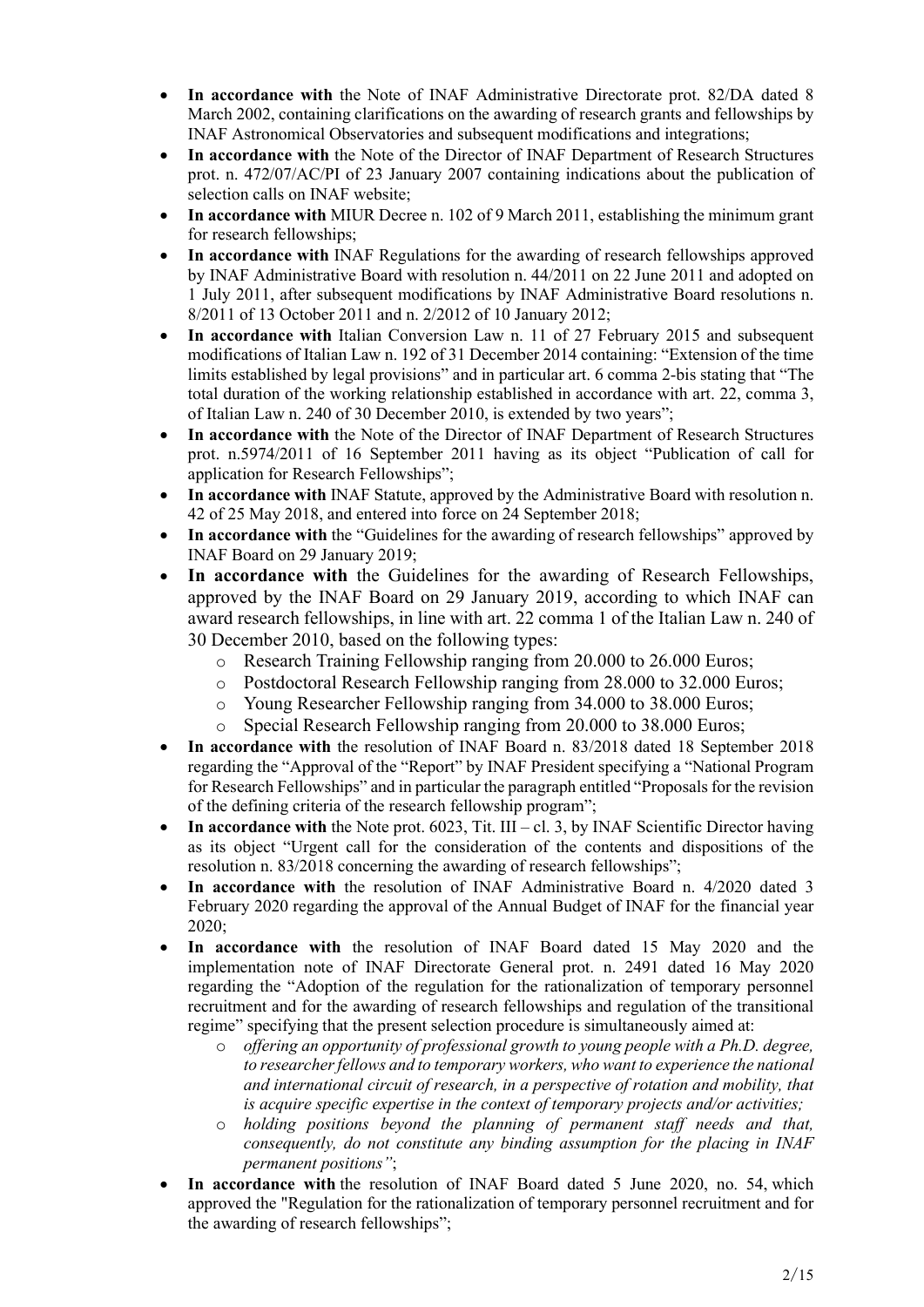- **In accordance with** the Note of INAF Administrative Directorate prot. 82/DA dated 8 March 2002, containing clarifications on the awarding of research grants and fellowships by INAF Astronomical Observatories and subsequent modifications and integrations;
- **In accordance with** the Note of the Director of INAF Department of Research Structures prot. n. 472/07/AC/PI of 23 January 2007 containing indications about the publication of selection calls on INAF website;
- **In accordance with** MIUR Decree n. 102 of 9 March 2011, establishing the minimum grant for research fellowships;
- **In accordance with** INAF Regulations for the awarding of research fellowships approved by INAF Administrative Board with resolution n. 44/2011 on 22 June 2011 and adopted on 1 July 2011, after subsequent modifications by INAF Administrative Board resolutions n. 8/2011 of 13 October 2011 and n. 2/2012 of 10 January 2012;
- **In accordance with** Italian Conversion Law n. 11 of 27 February 2015 and subsequent modifications of Italian Law n. 192 of 31 December 2014 containing: "Extension of the time limits established by legal provisions" and in particular art. 6 comma 2-bis stating that "The total duration of the working relationship established in accordance with art. 22, comma 3, of Italian Law n. 240 of 30 December 2010, is extended by two years";
- **In accordance with** the Note of the Director of INAF Department of Research Structures prot. n.5974/2011 of 16 September 2011 having as its object "Publication of call for application for Research Fellowships";
- **In accordance with** INAF Statute, approved by the Administrative Board with resolution n. 42 of 25 May 2018, and entered into force on 24 September 2018;
- **In accordance with** the "Guidelines for the awarding of research fellowships" approved by INAF Board on 29 January 2019;
- **In accordance with** the Guidelines for the awarding of Research Fellowships, approved by the INAF Board on 29 January 2019, according to which INAF can award research fellowships, in line with art. 22 comma 1 of the Italian Law n. 240 of 30 December 2010, based on the following types:
  - Research Training Fellowship ranging from 20.000 to 26.000 Euros;
  - Postdoctoral Research Fellowship ranging from 28.000 to 32.000 Euros;
  - Young Researcher Fellowship ranging from 34.000 to 38.000 Euros;
  - Special Research Fellowship ranging from 20.000 to 38.000 Euros;
- **In accordance with** the resolution of INAF Board n. 83/2018 dated 18 September 2018 regarding the "Approval of the "Report" by INAF President specifying a "National Program for Research Fellowships" and in particular the paragraph entitled "Proposals for the revision of the defining criteria of the research fellowship program";
- **In accordance with** the Note prot. 6023, Tit. III – cl. 3, by INAF Scientific Director having as its object "Urgent call for the consideration of the contents and dispositions of the resolution n. 83/2018 concerning the awarding of research fellowships";
- **In accordance with** the resolution of INAF Administrative Board n. 4/2020 dated 3 February 2020 regarding the approval of the Annual Budget of INAF for the financial year 2020;
- **In accordance with** the resolution of INAF Board dated 15 May 2020 and the implementation note of INAF Directorate General prot. n. 2491 dated 16 May 2020 regarding the "Adoption of the regulation for the rationalization of temporary personnel recruitment and for the awarding of research fellowships and regulation of the transitional regime" specifying that the present selection procedure is simultaneously aimed at:
  - *offering an opportunity of professional growth to young people with a Ph.D. degree, to researcher fellows and to temporary workers, who want to experience the national and international circuit of research, in a perspective of rotation and mobility, that is acquire specific expertise in the context of temporary projects and/or activities;*
  - *holding positions beyond the planning of permanent staff needs and that, consequently, do not constitute any binding assumption for the placing in INAF permanent positions"*;
- **In accordance with** the resolution of INAF Board dated 5 June 2020, no. 54, which approved the "Regulation for the rationalization of temporary personnel recruitment and for the awarding of research fellowships";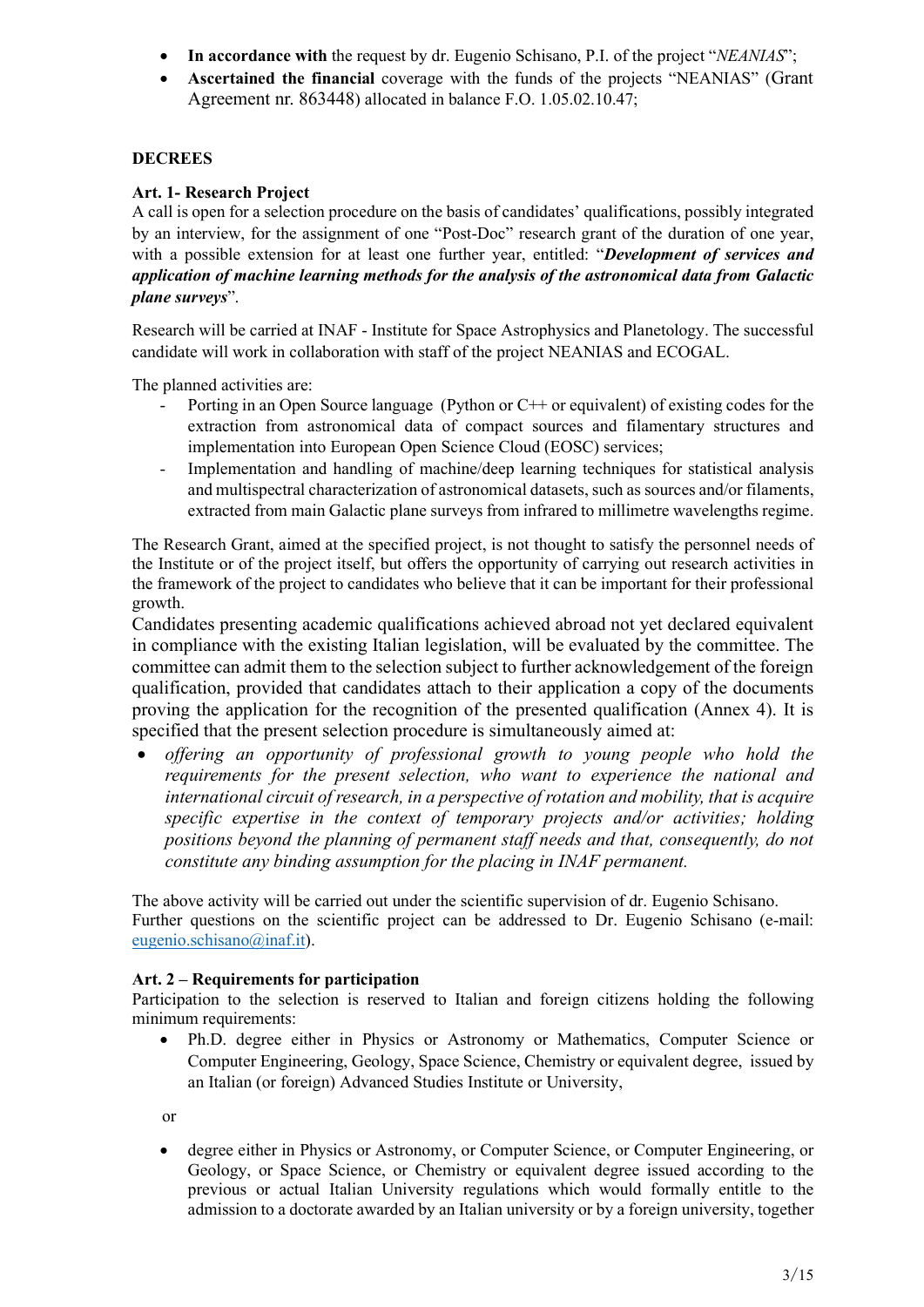- **In accordance with** the request by dr. Eugenio Schisano, P.I. of the project "*NEANIAS*";
- **Ascertained the financial** coverage with the funds of the projects "NEANIAS" (Grant Agreement nr. 863448) allocated in balance F.O. 1.05.02.10.47;

**DECREES**

**Art. 1- Research Project**

A call is open for a selection procedure on the basis of candidates' qualifications, possibly integrated by an interview, for the assignment of one "Post-Doc" research grant of the duration of one year, with a possible extension for at least one further year, entitled: "***Development of services and application of machine learning methods for the analysis of the astronomical data from Galactic plane surveys***".

Research will be carried at INAF - Institute for Space Astrophysics and Planetology. The successful candidate will work in collaboration with staff of the project NEANIAS and ECOGAL.

The planned activities are:

- Porting in an Open Source language (Python or C++ or equivalent) of existing codes for the extraction from astronomical data of compact sources and filamentary structures and implementation into European Open Science Cloud (EOSC) services;
- Implementation and handling of machine/deep learning techniques for statistical analysis and multispectral characterization of astronomical datasets, such as sources and/or filaments, extracted from main Galactic plane surveys from infrared to millimetre wavelengths regime.

The Research Grant, aimed at the specified project, is not thought to satisfy the personnel needs of the Institute or of the project itself, but offers the opportunity of carrying out research activities in the framework of the project to candidates who believe that it can be important for their professional growth.

Candidates presenting academic qualifications achieved abroad not yet declared equivalent in compliance with the existing Italian legislation, will be evaluated by the committee. The committee can admit them to the selection subject to further acknowledgement of the foreign qualification, provided that candidates attach to their application a copy of the documents proving the application for the recognition of the presented qualification (Annex 4). It is specified that the present selection procedure is simultaneously aimed at:

- *offering an opportunity of professional growth to young people who hold the requirements for the present selection, who want to experience the national and international circuit of research, in a perspective of rotation and mobility, that is acquire specific expertise in the context of temporary projects and/or activities; holding positions beyond the planning of permanent staff needs and that, consequently, do not constitute any binding assumption for the placing in INAF permanent.*

The above activity will be carried out under the scientific supervision of dr. Eugenio Schisano.
Further questions on the scientific project can be addressed to Dr. Eugenio Schisano (e-mail: eugenio.schisano@inaf.it).

**Art. 2 – Requirements for participation**

Participation to the selection is reserved to Italian and foreign citizens holding the following minimum requirements:

- Ph.D. degree either in Physics or Astronomy or Mathematics, Computer Science or Computer Engineering, Geology, Space Science, Chemistry or equivalent degree, issued by an Italian (or foreign) Advanced Studies Institute or University,

or

- degree either in Physics or Astronomy, or Computer Science, or Computer Engineering, or Geology, or Space Science, or Chemistry or equivalent degree issued according to the previous or actual Italian University regulations which would formally entitle to the admission to a doctorate awarded by an Italian university or by a foreign university, together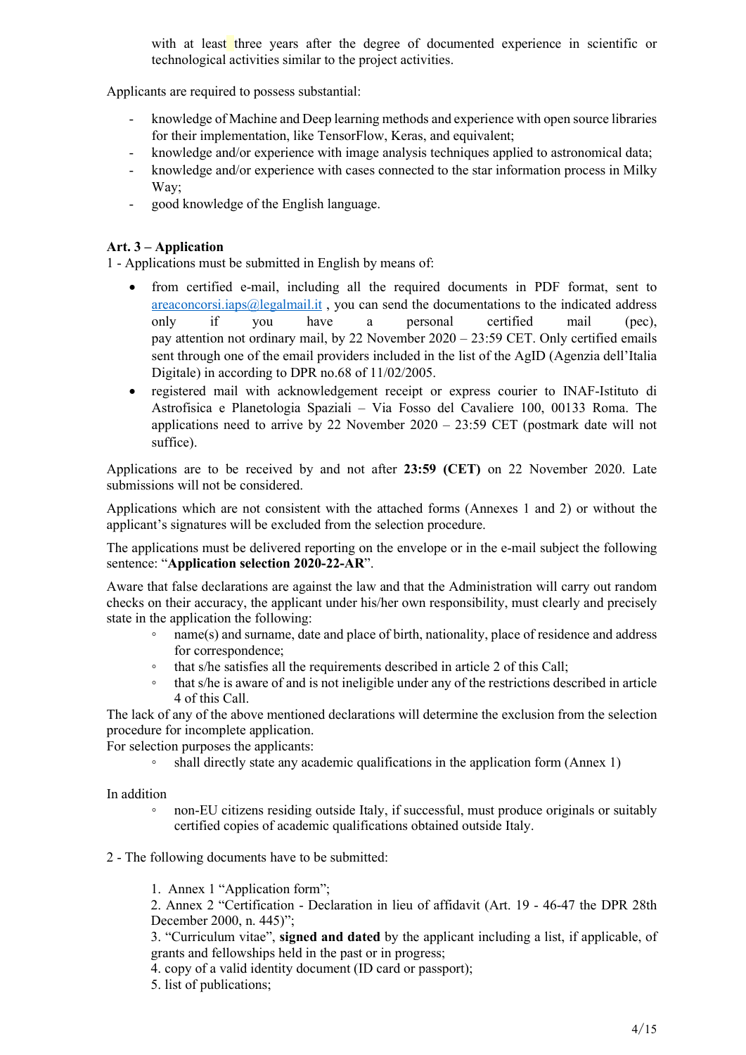with at least three years after the degree of documented experience in scientific or technological activities similar to the project activities.

Applicants are required to possess substantial:

- knowledge of Machine and Deep learning methods and experience with open source libraries for their implementation, like TensorFlow, Keras, and equivalent;
- knowledge and/or experience with image analysis techniques applied to astronomical data;
- knowledge and/or experience with cases connected to the star information process in Milky Way;
- good knowledge of the English language.

**Art. 3 – Application**

1 - Applications must be submitted in English by means of:

- from certified e-mail, including all the required documents in PDF format, sent to areaconcorsi.iaps@legalmail.it , you can send the documentations to the indicated address only if you have a personal certified mail (pec), pay attention not ordinary mail, by 22 November 2020 – 23:59 CET. Only certified emails sent through one of the email providers included in the list of the AgID (Agenzia dell'Italia Digitale) in according to DPR no.68 of 11/02/2005.
- registered mail with acknowledgement receipt or express courier to INAF-Istituto di Astrofisica e Planetologia Spaziali – Via Fosso del Cavaliere 100, 00133 Roma. The applications need to arrive by 22 November 2020 – 23:59 CET (postmark date will not suffice).

Applications are to be received by and not after **23:59 (CET)** on 22 November 2020. Late submissions will not be considered.

Applications which are not consistent with the attached forms (Annexes 1 and 2) or without the applicant's signatures will be excluded from the selection procedure.

The applications must be delivered reporting on the envelope or in the e-mail subject the following sentence: "**Application selection 2020-22-AR**".

Aware that false declarations are against the law and that the Administration will carry out random checks on their accuracy, the applicant under his/her own responsibility, must clearly and precisely state in the application the following:

- name(s) and surname, date and place of birth, nationality, place of residence and address for correspondence;
- that s/he satisfies all the requirements described in article 2 of this Call;
- that s/he is aware of and is not ineligible under any of the restrictions described in article 4 of this Call.

The lack of any of the above mentioned declarations will determine the exclusion from the selection procedure for incomplete application.

For selection purposes the applicants:

- shall directly state any academic qualifications in the application form (Annex 1)

In addition

- non-EU citizens residing outside Italy, if successful, must produce originals or suitably certified copies of academic qualifications obtained outside Italy.

2 - The following documents have to be submitted:

1. Annex 1 "Application form";
2. Annex 2 "Certification - Declaration in lieu of affidavit (Art. 19 - 46-47 the DPR 28th December 2000, n. 445)";
3. "Curriculum vitae", **signed and dated** by the applicant including a list, if applicable, of grants and fellowships held in the past or in progress;
4. copy of a valid identity document (ID card or passport);
5. list of publications;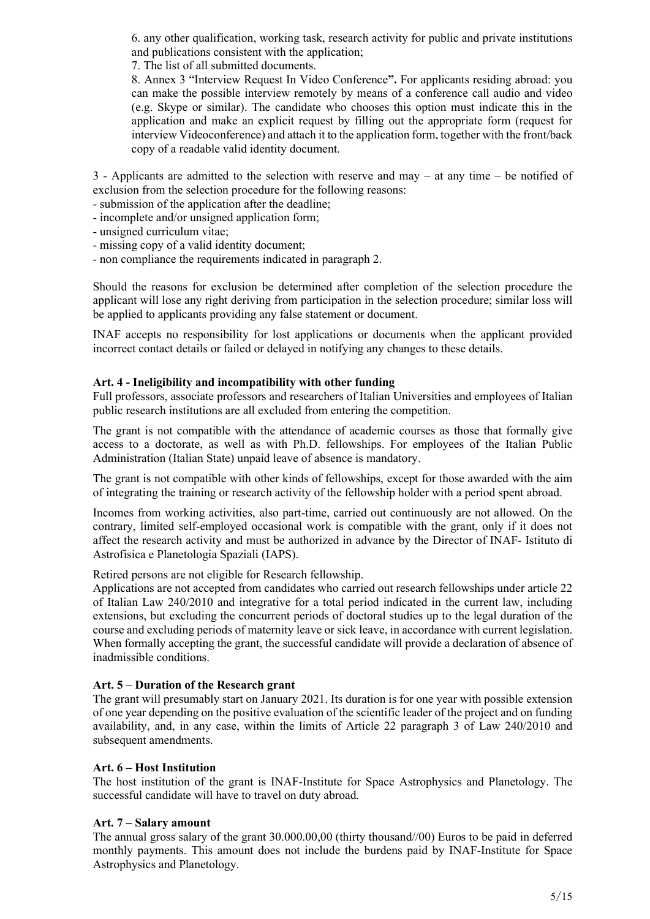6. any other qualification, working task, research activity for public and private institutions and publications consistent with the application;
7. The list of all submitted documents.
8. Annex 3 "Interview Request In Video Conference**".** For applicants residing abroad: you can make the possible interview remotely by means of a conference call audio and video (e.g. Skype or similar). The candidate who chooses this option must indicate this in the application and make an explicit request by filling out the appropriate form (request for interview Videoconference) and attach it to the application form, together with the front/back copy of a readable valid identity document.

3 - Applicants are admitted to the selection with reserve and may – at any time – be notified of exclusion from the selection procedure for the following reasons:
- submission of the application after the deadline;
- incomplete and/or unsigned application form;
- unsigned curriculum vitae;
- missing copy of a valid identity document;
- non compliance the requirements indicated in paragraph 2.

Should the reasons for exclusion be determined after completion of the selection procedure the applicant will lose any right deriving from participation in the selection procedure; similar loss will be applied to applicants providing any false statement or document.

INAF accepts no responsibility for lost applications or documents when the applicant provided incorrect contact details or failed or delayed in notifying any changes to these details.

**Art. 4 - Ineligibility and incompatibility with other funding**

Full professors, associate professors and researchers of Italian Universities and employees of Italian public research institutions are all excluded from entering the competition.

The grant is not compatible with the attendance of academic courses as those that formally give access to a doctorate, as well as with Ph.D. fellowships. For employees of the Italian Public Administration (Italian State) unpaid leave of absence is mandatory.

The grant is not compatible with other kinds of fellowships, except for those awarded with the aim of integrating the training or research activity of the fellowship holder with a period spent abroad.

Incomes from working activities, also part-time, carried out continuously are not allowed. On the contrary, limited self-employed occasional work is compatible with the grant, only if it does not affect the research activity and must be authorized in advance by the Director of INAF- Istituto di Astrofisica e Planetologia Spaziali (IAPS).

Retired persons are not eligible for Research fellowship.

Applications are not accepted from candidates who carried out research fellowships under article 22 of Italian Law 240/2010 and integrative for a total period indicated in the current law, including extensions, but excluding the concurrent periods of doctoral studies up to the legal duration of the course and excluding periods of maternity leave or sick leave, in accordance with current legislation. When formally accepting the grant, the successful candidate will provide a declaration of absence of inadmissible conditions.

**Art. 5 – Duration of the Research grant**

The grant will presumably start on January 2021. Its duration is for one year with possible extension of one year depending on the positive evaluation of the scientific leader of the project and on funding availability, and, in any case, within the limits of Article 22 paragraph 3 of Law 240/2010 and subsequent amendments.

**Art. 6 – Host Institution**

The host institution of the grant is INAF-Institute for Space Astrophysics and Planetology. The successful candidate will have to travel on duty abroad.

**Art. 7 – Salary amount**

The annual gross salary of the grant 30.000.00,00 (thirty thousand//00) Euros to be paid in deferred monthly payments. This amount does not include the burdens paid by INAF-Institute for Space Astrophysics and Planetology.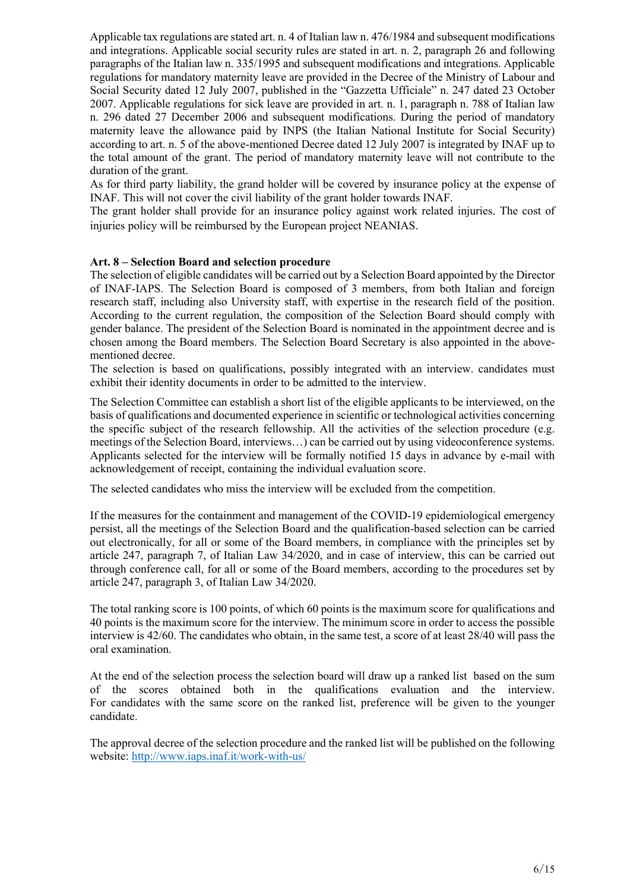Applicable tax regulations are stated art. n. 4 of Italian law n. 476/1984 and subsequent modifications and integrations. Applicable social security rules are stated in art. n. 2, paragraph 26 and following paragraphs of the Italian law n. 335/1995 and subsequent modifications and integrations. Applicable regulations for mandatory maternity leave are provided in the Decree of the Ministry of Labour and Social Security dated 12 July 2007, published in the "Gazzetta Ufficiale" n. 247 dated 23 October 2007. Applicable regulations for sick leave are provided in art. n. 1, paragraph n. 788 of Italian law n. 296 dated 27 December 2006 and subsequent modifications. During the period of mandatory maternity leave the allowance paid by INPS (the Italian National Institute for Social Security) according to art. n. 5 of the above-mentioned Decree dated 12 July 2007 is integrated by INAF up to the total amount of the grant. The period of mandatory maternity leave will not contribute to the duration of the grant.
As for third party liability, the grand holder will be covered by insurance policy at the expense of INAF. This will not cover the civil liability of the grant holder towards INAF.
The grant holder shall provide for an insurance policy against work related injuries. The cost of injuries policy will be reimbursed by the European project NEANIAS.

**Art. 8 – Selection Board and selection procedure**

The selection of eligible candidates will be carried out by a Selection Board appointed by the Director of INAF-IAPS. The Selection Board is composed of 3 members, from both Italian and foreign research staff, including also University staff, with expertise in the research field of the position. According to the current regulation, the composition of the Selection Board should comply with gender balance. The president of the Selection Board is nominated in the appointment decree and is chosen among the Board members. The Selection Board Secretary is also appointed in the above-mentioned decree.
The selection is based on qualifications, possibly integrated with an interview. candidates must exhibit their identity documents in order to be admitted to the interview.

The Selection Committee can establish a short list of the eligible applicants to be interviewed, on the basis of qualifications and documented experience in scientific or technological activities concerning the specific subject of the research fellowship. All the activities of the selection procedure (e.g. meetings of the Selection Board, interviews…) can be carried out by using videoconference systems. Applicants selected for the interview will be formally notified 15 days in advance by e-mail with acknowledgement of receipt, containing the individual evaluation score.

The selected candidates who miss the interview will be excluded from the competition.

If the measures for the containment and management of the COVID-19 epidemiological emergency persist, all the meetings of the Selection Board and the qualification-based selection can be carried out electronically, for all or some of the Board members, in compliance with the principles set by article 247, paragraph 7, of Italian Law 34/2020, and in case of interview, this can be carried out through conference call, for all or some of the Board members, according to the procedures set by article 247, paragraph 3, of Italian Law 34/2020.

The total ranking score is 100 points, of which 60 points is the maximum score for qualifications and 40 points is the maximum score for the interview. The minimum score in order to access the possible interview is 42/60. The candidates who obtain, in the same test, a score of at least 28/40 will pass the oral examination.

At the end of the selection process the selection board will draw up a ranked list based on the sum of the scores obtained both in the qualifications evaluation and the interview. For candidates with the same score on the ranked list, preference will be given to the younger candidate.

The approval decree of the selection procedure and the ranked list will be published on the following website: http://www.iaps.inaf.it/work-with-us/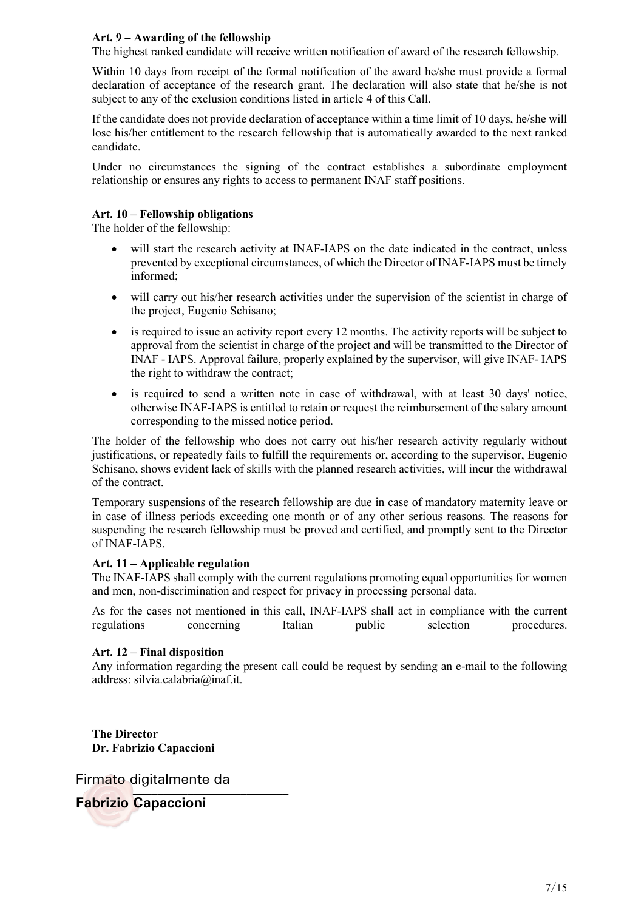**Art. 9 – Awarding of the fellowship**
The highest ranked candidate will receive written notification of award of the research fellowship.

Within 10 days from receipt of the formal notification of the award he/she must provide a formal declaration of acceptance of the research grant. The declaration will also state that he/she is not subject to any of the exclusion conditions listed in article 4 of this Call.

If the candidate does not provide declaration of acceptance within a time limit of 10 days, he/she will lose his/her entitlement to the research fellowship that is automatically awarded to the next ranked candidate.

Under no circumstances the signing of the contract establishes a subordinate employment relationship or ensures any rights to access to permanent INAF staff positions.

**Art. 10 – Fellowship obligations**
The holder of the fellowship:

- will start the research activity at INAF-IAPS on the date indicated in the contract, unless prevented by exceptional circumstances, of which the Director of INAF-IAPS must be timely informed;
- will carry out his/her research activities under the supervision of the scientist in charge of the project, Eugenio Schisano;
- is required to issue an activity report every 12 months. The activity reports will be subject to approval from the scientist in charge of the project and will be transmitted to the Director of INAF - IAPS. Approval failure, properly explained by the supervisor, will give INAF- IAPS the right to withdraw the contract;
- is required to send a written note in case of withdrawal, with at least 30 days' notice, otherwise INAF-IAPS is entitled to retain or request the reimbursement of the salary amount corresponding to the missed notice period.

The holder of the fellowship who does not carry out his/her research activity regularly without justifications, or repeatedly fails to fulfill the requirements or, according to the supervisor, Eugenio Schisano, shows evident lack of skills with the planned research activities, will incur the withdrawal of the contract.

Temporary suspensions of the research fellowship are due in case of mandatory maternity leave or in case of illness periods exceeding one month or of any other serious reasons. The reasons for suspending the research fellowship must be proved and certified, and promptly sent to the Director of INAF-IAPS.

**Art. 11 – Applicable regulation**
The INAF-IAPS shall comply with the current regulations promoting equal opportunities for women and men, non-discrimination and respect for privacy in processing personal data.

As for the cases not mentioned in this call, INAF-IAPS shall act in compliance with the current regulations concerning Italian public selection procedures.

**Art. 12 – Final disposition**
Any information regarding the present call could be request by sending an e-mail to the following address: silvia.calabria@inaf.it.

**The Director**
**Dr. Fabrizio Capaccioni**

Firmato digitalmente da
**Fabrizio Capaccioni**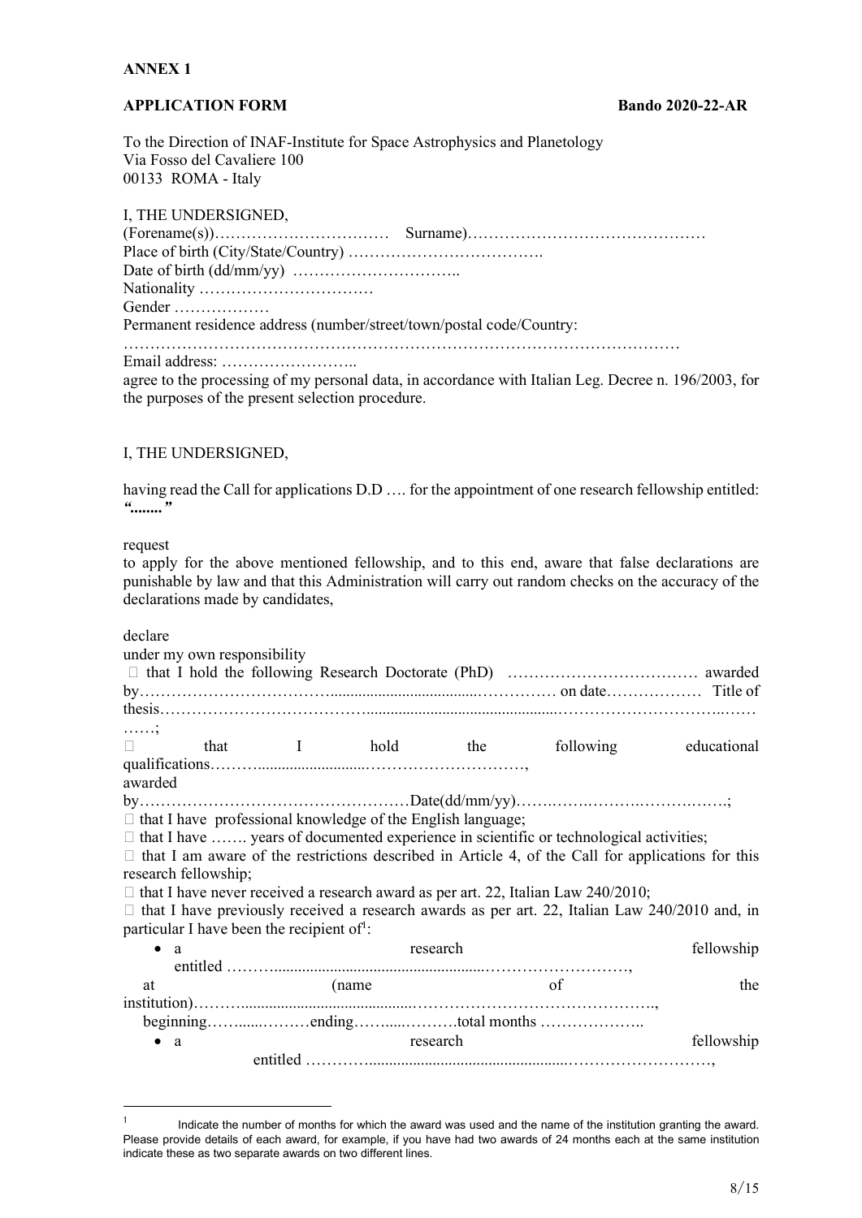**ANNEX 1**

**APPLICATION FORM** **Bando 2020-22-AR**

To the Direction of INAF-Institute for Space Astrophysics and Planetology
Via Fosso del Cavaliere 100
00133 ROMA - Italy

I, THE UNDERSIGNED,

(Forename(s))…………………………… Surname)……………………………………
Place of birth (City/State/Country) ……………………………….
Date of birth (dd/mm/yy) …………………………..
Nationality ……………………………
Gender ………………
Permanent residence address (number/street/town/postal code/Country:
…………………………………………………………………………………………
Email address: ……………………..

agree to the processing of my personal data, in accordance with Italian Leg. Decree n. 196/2003, for the purposes of the present selection procedure.

I, THE UNDERSIGNED,

having read the Call for applications D.D …. for the appointment of one research fellowship entitled: ***"........"***

request

to apply for the above mentioned fellowship, and to this end, aware that false declarations are punishable by law and that this Administration will carry out random checks on the accuracy of the declarations made by candidates,

declare

under my own responsibility

- that I hold the following Research Doctorate (PhD) ……………………………… awarded by……………………………....................................…………… on date……………… Title of thesis……………………………….............................................…………………………..…… ……;
- that I hold the following educational qualifications………..........................…………………………, awarded by……………………………………………Date(dd/mm/yy)…….…….……….…….…….;
- that I have professional knowledge of the English language;
- that I have ……. years of documented experience in scientific or technological activities;
- that I am aware of the restrictions described in Article 4, of the Call for applications for this research fellowship;
- that I have never received a research award as per art. 22, Italian Law 240/2010;
- that I have previously received a research awards as per art. 22, Italian Law 240/2010 and, in particular I have been the recipient of[1]:
  - a research fellowship entitled ………......................................................………………………, at (name of the institution)………...............................................………………………………………., beginning……......………ending……......……….total months ………………..
  - a research fellowship entitled …………...............................................………………………,

[1] Indicate the number of months for which the award was used and the name of the institution granting the award. Please provide details of each award, for example, if you have had two awards of 24 months each at the same institution indicate these as two separate awards on two different lines.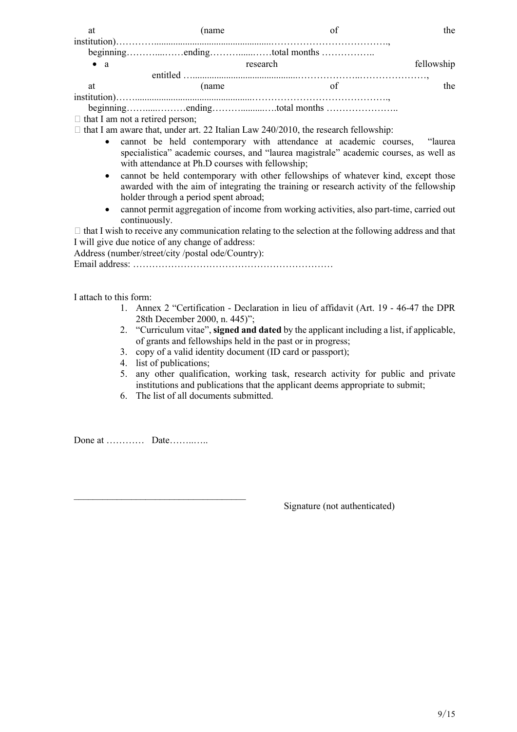at (name of the institution)………….................................................……………………………….,

beginning……….....……ending………......……total months ……………..

- a research fellowship entitled …..........................................………………..…………………,

at (name of the institution)……..................................................……………………………………..,

beginning……......………ending……….........….total months …………………..

 that I am not a retired person;

 that I am aware that, under art. 22 Italian Law 240/2010, the research fellowship:

- cannot be held contemporary with attendance at academic courses, "laurea specialistica" academic courses, and "laurea magistrale" academic courses, as well as with attendance at Ph.D courses with fellowship;
- cannot be held contemporary with other fellowships of whatever kind, except those awarded with the aim of integrating the training or research activity of the fellowship holder through a period spent abroad;
- cannot permit aggregation of income from working activities, also part-time, carried out continuously.

 that I wish to receive any communication relating to the selection at the following address and that I will give due notice of any change of address:

Address (number/street/city /postal ode/Country):

Email address: ………………………………………………………

I attach to this form:

1. Annex 2 "Certification - Declaration in lieu of affidavit (Art. 19 - 46-47 the DPR 28th December 2000, n. 445)";
2. "Curriculum vitae", **signed and dated** by the applicant including a list, if applicable, of grants and fellowships held in the past or in progress;
3. copy of a valid identity document (ID card or passport);
4. list of publications;
5. any other qualification, working task, research activity for public and private institutions and publications that the applicant deems appropriate to submit;
6. The list of all documents submitted.

Done at ………… Date……..…..

___________________________________

Signature (not authenticated)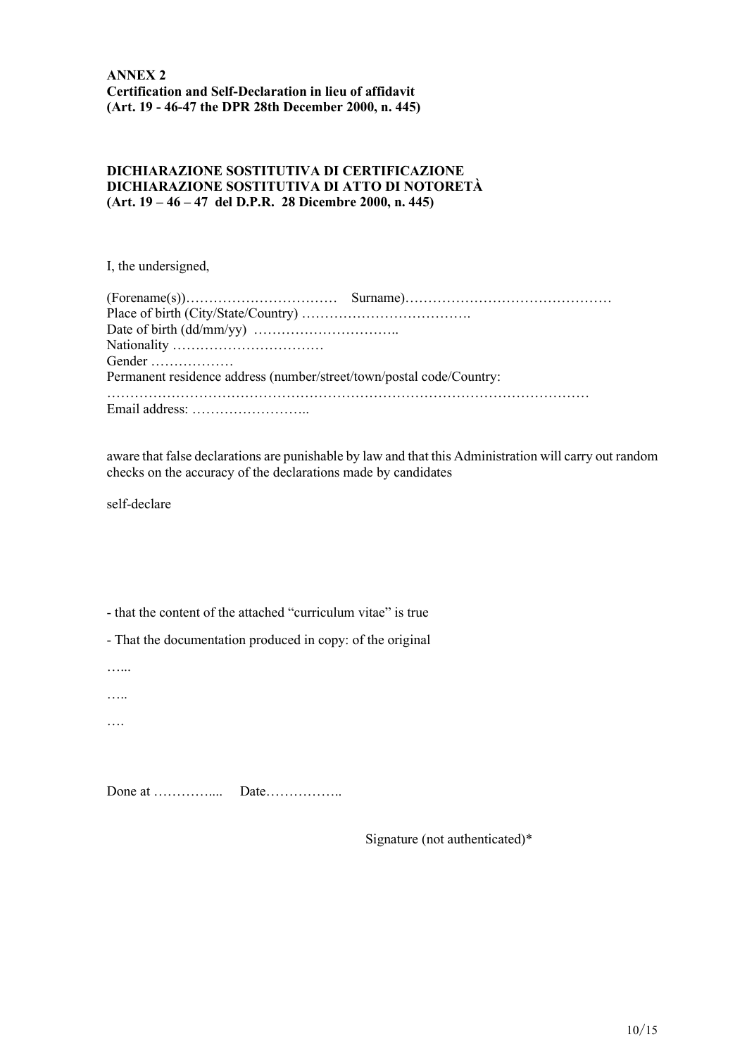**ANNEX 2**
**Certification and Self-Declaration in lieu of affidavit**
**(Art. 19 - 46-47 the DPR 28th December 2000, n. 445)**

**DICHIARAZIONE SOSTITUTIVA DI CERTIFICAZIONE**
**DICHIARAZIONE SOSTITUTIVA DI ATTO DI NOTORETÀ**
**(Art. 19 – 46 – 47 del D.P.R. 28 Dicembre 2000, n. 445)**

I, the undersigned,

(Forename(s))…………………………… Surname)………………………………………
Place of birth (City/State/Country) ……………………………….
Date of birth (dd/mm/yy) …………………………..
Nationality ……………………………
Gender ………………
Permanent residence address (number/street/town/postal code/Country:
…………………………………………………………………………………………
Email address: ……………………..

aware that false declarations are punishable by law and that this Administration will carry out random checks on the accuracy of the declarations made by candidates

self-declare

- that the content of the attached "curriculum vitae" is true
- That the documentation produced in copy: of the original

…...

…..

….

Done at ………….... Date……………..

Signature (not authenticated)*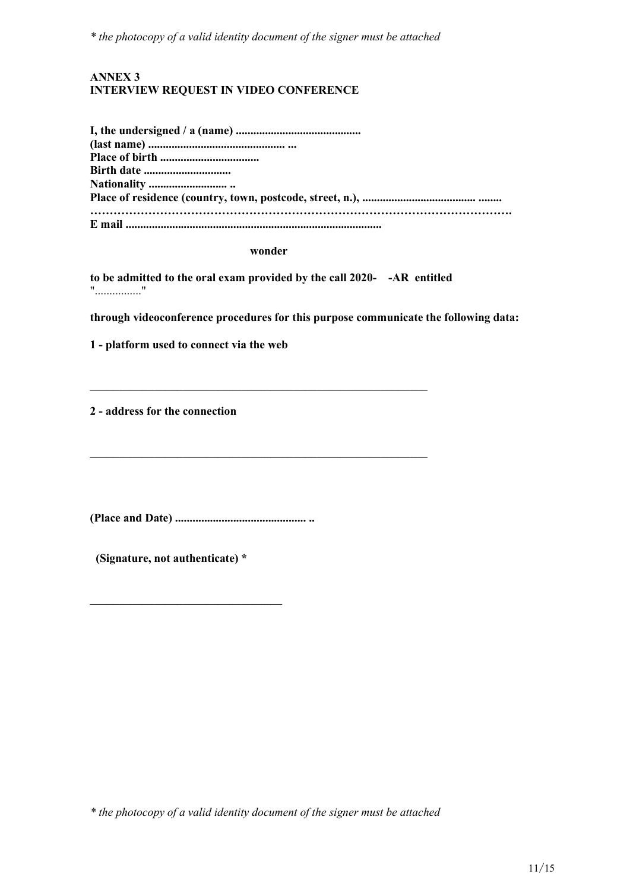*\* the photocopy of a valid identity document of the signer must be attached*

**ANNEX 3**
**INTERVIEW REQUEST IN VIDEO CONFERENCE**

**I, the undersigned / a (name) ..........................................**
**(last name) .............................................. ...**
**Place of birth .................................**
**Birth date .............................**
**Nationality ........................... ..**
**Place of residence (country, town, postcode, street, n.), ...................................... ........**
**…………………………………………………………………………………………………**
**E mail ......................................................................................**

**wonder**

**to be admitted to the oral exam provided by the call 2020- -AR entitled** "................"

**through videoconference procedures for this purpose communicate the following data:**

**1 - platform used to connect via the web**

\_\_\_\_\_\_\_\_\_\_\_\_\_\_\_\_\_\_\_\_\_\_\_\_\_\_\_\_\_\_\_\_\_\_\_\_\_\_\_\_\_\_\_\_\_\_\_\_\_\_\_\_\_\_\_\_\_\_

**2 - address for the connection**

\_\_\_\_\_\_\_\_\_\_\_\_\_\_\_\_\_\_\_\_\_\_\_\_\_\_\_\_\_\_\_\_\_\_\_\_\_\_\_\_\_\_\_\_\_\_\_\_\_\_\_\_\_\_\_\_\_\_

**(Place and Date) ............................................ ..**

**(Signature, not authenticate) \***

\_\_\_\_\_\_\_\_\_\_\_\_\_\_\_\_\_\_\_\_\_\_\_\_\_\_\_\_\_\_\_\_\_\_

*\* the photocopy of a valid identity document of the signer must be attached*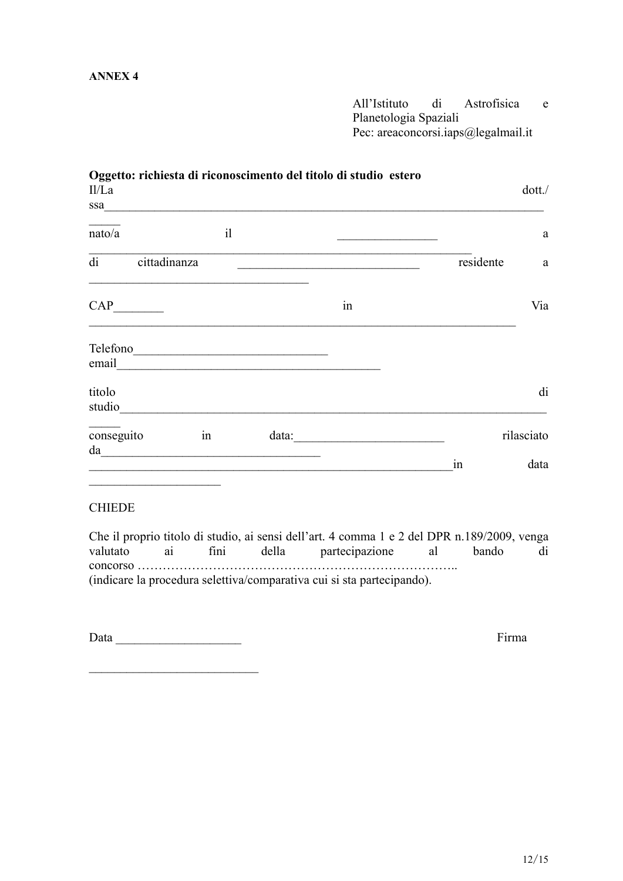**ANNEX 4**

All'Istituto di Astrofisica e Planetologia Spaziali
Pec: areaconcorsi.iaps@legalmail.it

**Oggetto: richiesta di riconoscimento del titolo di studio estero**

Il/La dott./ssa_______________________________________________________________________________

nato/a il ________________ a _________________________________________________________________

di cittadinanza _____________________________ residente a __________________________________

CAP________ in Via ____________________________________________________________________

Telefono_______________________________
email__________________________________________

titolo di studio___________________________________________________________________________

conseguito in data:________________________ rilasciato da__________________________________ ____________________________________________________________in data ____________________

CHIEDE

Che il proprio titolo di studio, ai sensi dell'art. 4 comma 1 e 2 del DPR n.189/2009, venga valutato ai fini della partecipazione al bando di concorso ………………………………………………………………….. (indicare la procedura selettiva/comparativa cui si sta partecipando).

Data ___________________ Firma ___________________________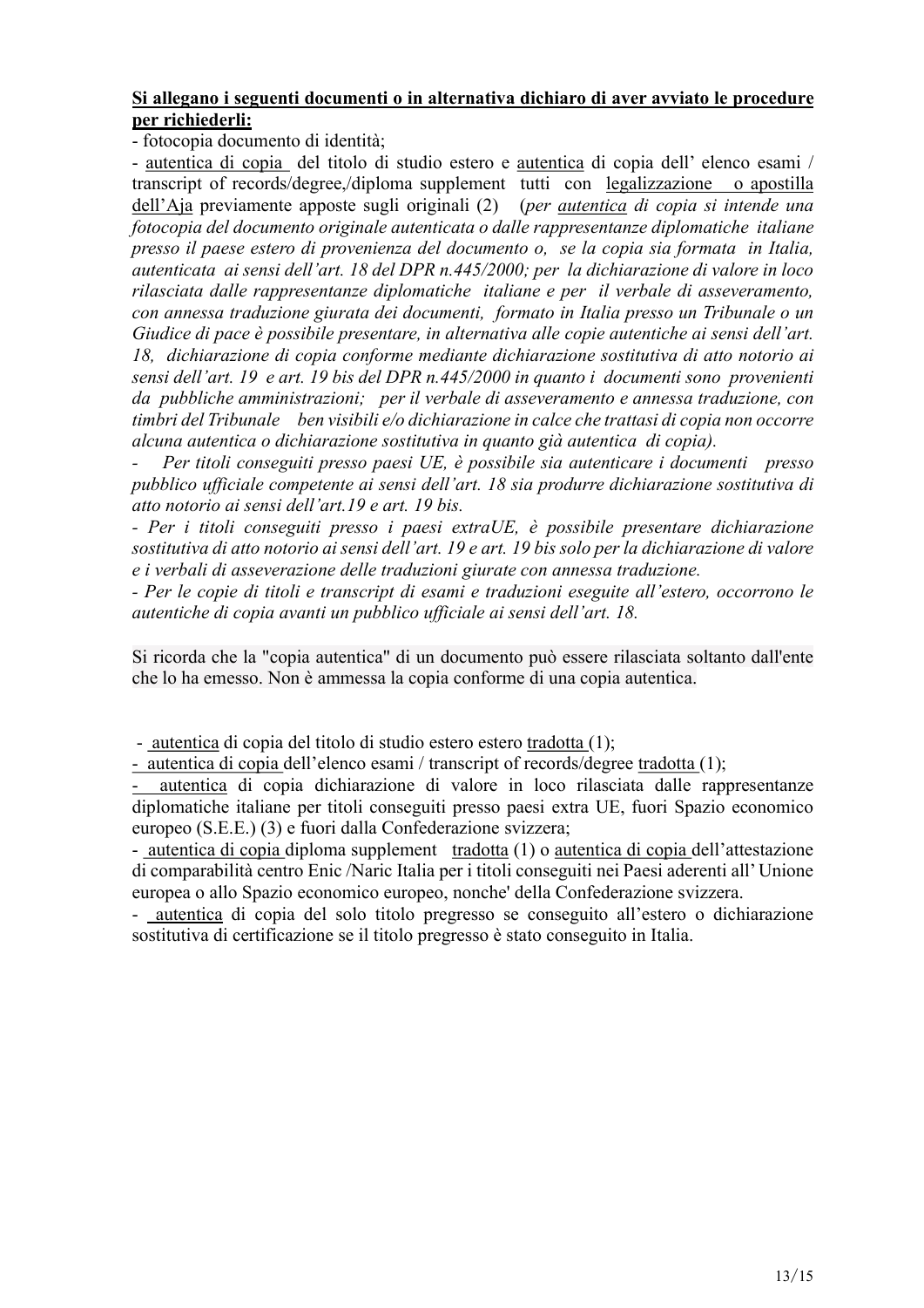**Si allegano i seguenti documenti o in alternativa dichiaro di aver avviato le procedure per richiederli:**

- fotocopia documento di identità;
- autentica di copia del titolo di studio estero e autentica di copia dell' elenco esami / transcript of records/degree,/diploma supplement tutti con legalizzazione o apostilla dell'Aja previamente apposte sugli originali (2) (*per autentica di copia si intende una fotocopia del documento originale autenticata o dalle rappresentanze diplomatiche italiane presso il paese estero di provenienza del documento o, se la copia sia formata in Italia, autenticata ai sensi dell'art. 18 del DPR n.445/2000; per la dichiarazione di valore in loco rilasciata dalle rappresentanze diplomatiche italiane e per il verbale di asseveramento, con annessa traduzione giurata dei documenti, formato in Italia presso un Tribunale o un Giudice di pace è possibile presentare, in alternativa alle copie autentiche ai sensi dell'art. 18, dichiarazione di copia conforme mediante dichiarazione sostitutiva di atto notorio ai sensi dell'art. 19 e art. 19 bis del DPR n.445/2000 in quanto i documenti sono provenienti da pubbliche amministrazioni; per il verbale di asseveramento e annessa traduzione, con timbri del Tribunale ben visibili e/o dichiarazione in calce che trattasi di copia non occorre alcuna autentica o dichiarazione sostitutiva in quanto già autentica di copia).*
- *Per titoli conseguiti presso paesi UE, è possibile sia autenticare i documenti presso pubblico ufficiale competente ai sensi dell'art. 18 sia produrre dichiarazione sostitutiva di atto notorio ai sensi dell'art.19 e art. 19 bis.*
- *Per i titoli conseguiti presso i paesi extraUE, è possibile presentare dichiarazione sostitutiva di atto notorio ai sensi dell'art. 19 e art. 19 bis solo per la dichiarazione di valore e i verbali di asseverazione delle traduzioni giurate con annessa traduzione.*
- *Per le copie di titoli e transcript di esami e traduzioni eseguite all'estero, occorrono le autentiche di copia avanti un pubblico ufficiale ai sensi dell'art. 18.*

Si ricorda che la "copia autentica" di un documento può essere rilasciata soltanto dall'ente che lo ha emesso. Non è ammessa la copia conforme di una copia autentica.

- autentica di copia del titolo di studio estero estero tradotta (1);
- autentica di copia dell'elenco esami / transcript of records/degree tradotta (1);
- autentica di copia dichiarazione di valore in loco rilasciata dalle rappresentanze diplomatiche italiane per titoli conseguiti presso paesi extra UE, fuori Spazio economico europeo (S.E.E.) (3) e fuori dalla Confederazione svizzera;
- autentica di copia diploma supplement tradotta (1) o autentica di copia dell'attestazione di comparabilità centro Enic /Naric Italia per i titoli conseguiti nei Paesi aderenti all' Unione europea o allo Spazio economico europeo, nonche' della Confederazione svizzera.
- autentica di copia del solo titolo pregresso se conseguito all'estero o dichiarazione sostitutiva di certificazione se il titolo pregresso è stato conseguito in Italia.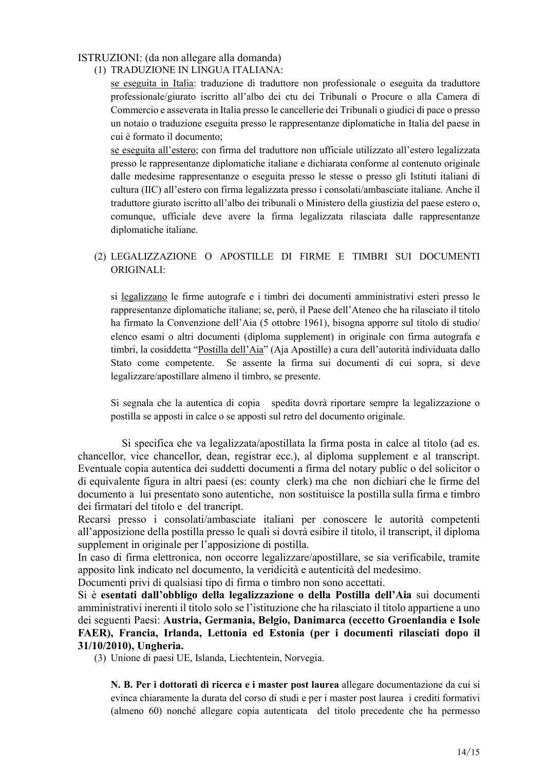ISTRUZIONI: (da non allegare alla domanda)

(1) TRADUZIONE IN LINGUA ITALIANA:

se eseguita in Italia: traduzione di traduttore non professionale o eseguita da traduttore professionale/giurato iscritto all'albo dei ctu dei Tribunali o Procure o alla Camera di Commercio e asseverata in Italia presso le cancellerie dei Tribunali o giudici di pace o presso un notaio o traduzione eseguita presso le rappresentanze diplomatiche in Italia del paese in cui è formato il documento;

se eseguita all'estero; con firma del traduttore non ufficiale utilizzato all'estero legalizzata presso le rappresentanze diplomatiche italiane e dichiarata conforme al contenuto originale dalle medesime rappresentanze o eseguita presso le stesse o presso gli Istituti italiani di cultura (IIC) all'estero con firma legalizzata presso i consolati/ambasciate italiane. Anche il traduttore giurato iscritto all'albo dei tribunali o Ministero della giustizia del paese estero o, comunque, ufficiale deve avere la firma legalizzata rilasciata dalle rappresentanze diplomatiche italiane.

(2) LEGALIZZAZIONE O APOSTILLE DI FIRME E TIMBRI SUI DOCUMENTI ORIGINALI:

si legalizzano le firme autografe e i timbri dei documenti amministrativi esteri presso le rappresentanze diplomatiche italiane; se, però, il Paese dell'Ateneo che ha rilasciato il titolo ha firmato la Convenzione dell'Aia (5 ottobre 1961), bisogna apporre sul titolo di studio/ elenco esami o altri documenti (diploma supplement) in originale con firma autografa e timbri, la cosiddetta "Postilla dell'Aia" (Aja Apostille) a cura dell'autorità individuata dallo Stato come competente. Se assente la firma sui documenti di cui sopra, si deve legalizzare/apostillare almeno il timbro, se presente.

Si segnala che la autentica di copia spedita dovrà riportare sempre la legalizzazione o postilla se apposti in calce o se apposti sul retro del documento originale.

Si specifica che va legalizzata/apostillata la firma posta in calce al titolo (ad es. chancellor, vice chancellor, dean, registrar ecc.), al diploma supplement e al transcript. Eventuale copia autentica dei suddetti documenti a firma del notary public o del solicitor o di equivalente figura in altri paesi (es: county clerk) ma che non dichiari che le firme del documento a lui presentato sono autentiche, non sostituisce la postilla sulla firma e timbro dei firmatari del titolo e del trancript.

Recarsi presso i consolati/ambasciate italiani per conoscere le autorità competenti all'apposizione della postilla presso le quali si dovrà esibire il titolo, il transcript, il diploma supplement in originale per l'apposizione di postilla.

In caso di firma elettronica, non occorre legalizzare/apostillare, se sia verificabile, tramite apposito link indicato nel documento, la veridicità e autenticità del medesimo.

Documenti privi di qualsiasi tipo di firma o timbro non sono accettati.

Si è **esentati dall'obbligo della legalizzazione o della Postilla dell'Aia** sui documenti amministrativi inerenti il titolo solo se l'istituzione che ha rilasciato il titolo appartiene a uno dei seguenti Paesi: **Austria, Germania, Belgio, Danimarca (eccetto Groenlandia e Isole FAER), Francia, Irlanda, Lettonia ed Estonia (per i documenti rilasciati dopo il 31/10/2010), Ungheria.**

(3) Unione di paesi UE, Islanda, Liechtentein, Norvegia.

**N. B. Per i dottorati di ricerca e i master post laurea** allegare documentazione da cui si evinca chiaramente la durata del corso di studi e per i master post laurea i crediti formativi (almeno 60) nonché allegare copia autenticata del titolo precedente che ha permesso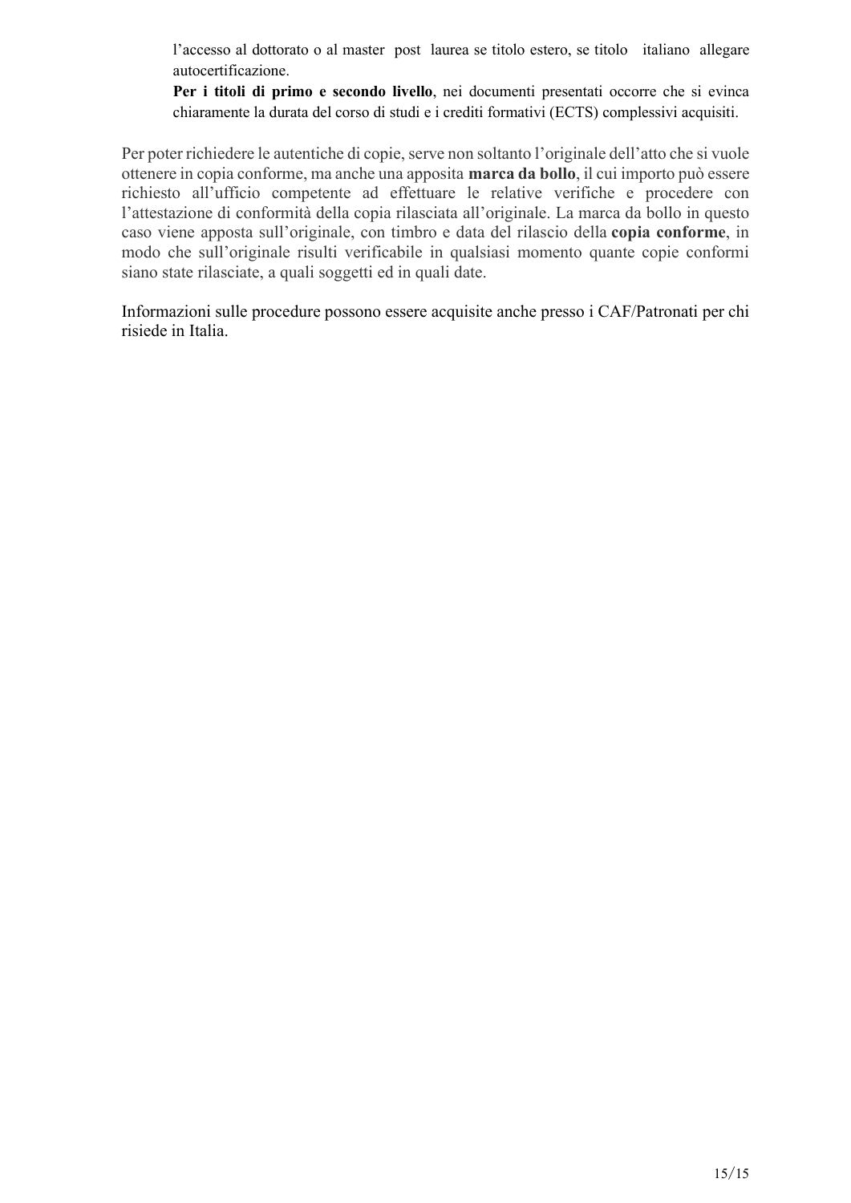l'accesso al dottorato o al master post laurea se titolo estero, se titolo italiano allegare autocertificazione.

**Per i titoli di primo e secondo livello**, nei documenti presentati occorre che si evinca chiaramente la durata del corso di studi e i crediti formativi (ECTS) complessivi acquisiti.

Per poter richiedere le autentiche di copie, serve non soltanto l'originale dell'atto che si vuole ottenere in copia conforme, ma anche una apposita **marca da bollo**, il cui importo può essere richiesto all'ufficio competente ad effettuare le relative verifiche e procedere con l'attestazione di conformità della copia rilasciata all'originale. La marca da bollo in questo caso viene apposta sull'originale, con timbro e data del rilascio della **copia conforme**, in modo che sull'originale risulti verificabile in qualsiasi momento quante copie conformi siano state rilasciate, a quali soggetti ed in quali date.

Informazioni sulle procedure possono essere acquisite anche presso i CAF/Patronati per chi risiede in Italia.